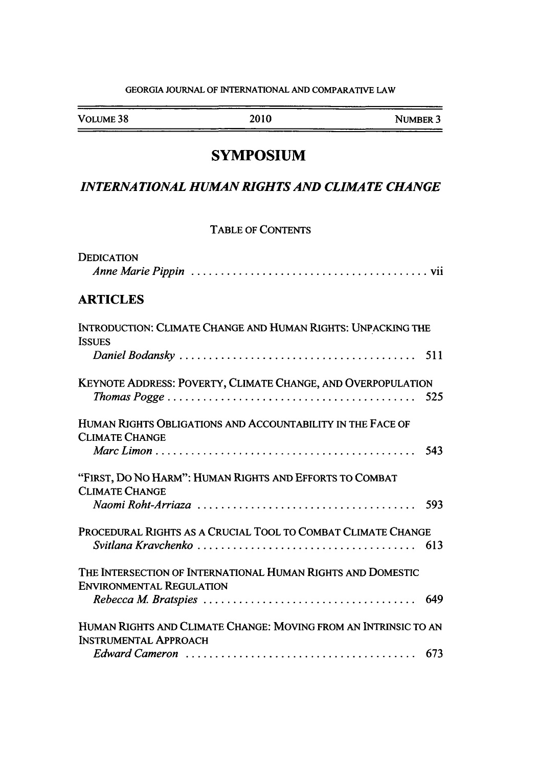GEORGIA JOURNAL OF INTERNATIONAL AND COMPARATIVE LAW

| VOLUME 38 | 2010 | NUMBER 3 |
|---|---|---|

# SYMPOSIUM

## *INTERNATIONAL HUMAN RIGHTS AND CLIMATE CHANGE*

TABLE OF CONTENTS

DEDICATION
*Anne Marie Pippin* ........................................ vii

## ARTICLES

INTRODUCTION: CLIMATE CHANGE AND HUMAN RIGHTS: UNPACKING THE ISSUES
*Daniel Bodansky* ........................................ 511

KEYNOTE ADDRESS: POVERTY, CLIMATE CHANGE, AND OVERPOPULATION
*Thomas Pogge* ........................................ 525

HUMAN RIGHTS OBLIGATIONS AND ACCOUNTABILITY IN THE FACE OF CLIMATE CHANGE
*Marc Limon* ........................................ 543

"FIRST, DO NO HARM": HUMAN RIGHTS AND EFFORTS TO COMBAT CLIMATE CHANGE
*Naomi Roht-Arriaza* ........................................ 593

PROCEDURAL RIGHTS AS A CRUCIAL TOOL TO COMBAT CLIMATE CHANGE
*Svitlana Kravchenko* ........................................ 613

THE INTERSECTION OF INTERNATIONAL HUMAN RIGHTS AND DOMESTIC ENVIRONMENTAL REGULATION
*Rebecca M. Bratspies* ........................................ 649

HUMAN RIGHTS AND CLIMATE CHANGE: MOVING FROM AN INTRINSIC TO AN INSTRUMENTAL APPROACH
*Edward Cameron* ........................................ 673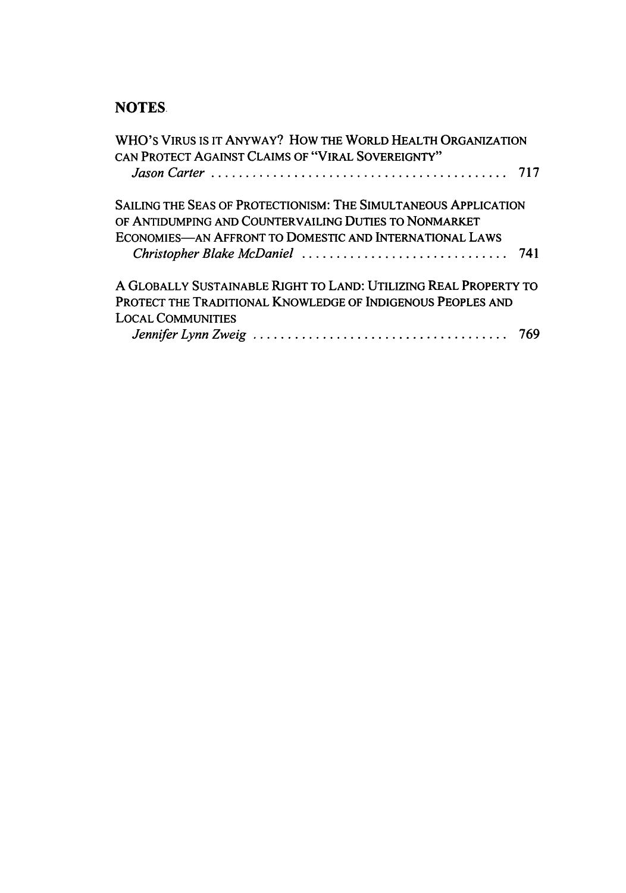## NOTES

WHO'S VIRUS IS IT ANYWAY? HOW THE WORLD HEALTH ORGANIZATION CAN PROTECT AGAINST CLAIMS OF "VIRAL SOVEREIGNTY"
*Jason Carter* . . . . . . . . . . . . . . . . . . . . . . . . . . . . . . . . . . . . . . . . . . 717

SAILING THE SEAS OF PROTECTIONISM: THE SIMULTANEOUS APPLICATION OF ANTIDUMPING AND COUNTERVAILING DUTIES TO NONMARKET ECONOMIES—AN AFFRONT TO DOMESTIC AND INTERNATIONAL LAWS
*Christopher Blake McDaniel* . . . . . . . . . . . . . . . . . . . . . . . . . . . . . 741

A GLOBALLY SUSTAINABLE RIGHT TO LAND: UTILIZING REAL PROPERTY TO PROTECT THE TRADITIONAL KNOWLEDGE OF INDIGENOUS PEOPLES AND LOCAL COMMUNITIES
*Jennifer Lynn Zweig* . . . . . . . . . . . . . . . . . . . . . . . . . . . . . . . . . . . . 769